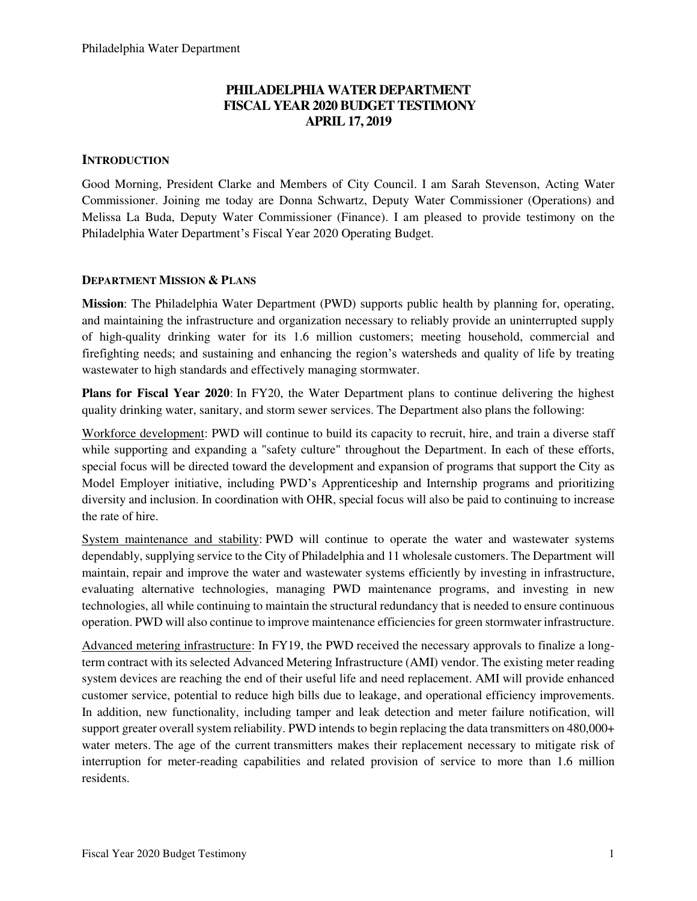# PHILADELPHIA WATER DEPARTMENT
# FISCAL YEAR 2020 BUDGET TESTIMONY
# APRIL 17, 2019

## INTRODUCTION

Good Morning, President Clarke and Members of City Council. I am Sarah Stevenson, Acting Water Commissioner. Joining me today are Donna Schwartz, Deputy Water Commissioner (Operations) and Melissa La Buda, Deputy Water Commissioner (Finance). I am pleased to provide testimony on the Philadelphia Water Department's Fiscal Year 2020 Operating Budget.

## DEPARTMENT MISSION & PLANS

**Mission**: The Philadelphia Water Department (PWD) supports public health by planning for, operating, and maintaining the infrastructure and organization necessary to reliably provide an uninterrupted supply of high-quality drinking water for its 1.6 million customers; meeting household, commercial and firefighting needs; and sustaining and enhancing the region's watersheds and quality of life by treating wastewater to high standards and effectively managing stormwater.

**Plans for Fiscal Year 2020**: In FY20, the Water Department plans to continue delivering the highest quality drinking water, sanitary, and storm sewer services. The Department also plans the following:

Workforce development: PWD will continue to build its capacity to recruit, hire, and train a diverse staff while supporting and expanding a "safety culture" throughout the Department. In each of these efforts, special focus will be directed toward the development and expansion of programs that support the City as Model Employer initiative, including PWD's Apprenticeship and Internship programs and prioritizing diversity and inclusion. In coordination with OHR, special focus will also be paid to continuing to increase the rate of hire.

System maintenance and stability: PWD will continue to operate the water and wastewater systems dependably, supplying service to the City of Philadelphia and 11 wholesale customers. The Department will maintain, repair and improve the water and wastewater systems efficiently by investing in infrastructure, evaluating alternative technologies, managing PWD maintenance programs, and investing in new technologies, all while continuing to maintain the structural redundancy that is needed to ensure continuous operation. PWD will also continue to improve maintenance efficiencies for green stormwater infrastructure.

Advanced metering infrastructure: In FY19, the PWD received the necessary approvals to finalize a long-term contract with its selected Advanced Metering Infrastructure (AMI) vendor. The existing meter reading system devices are reaching the end of their useful life and need replacement. AMI will provide enhanced customer service, potential to reduce high bills due to leakage, and operational efficiency improvements. In addition, new functionality, including tamper and leak detection and meter failure notification, will support greater overall system reliability. PWD intends to begin replacing the data transmitters on 480,000+ water meters. The age of the current transmitters makes their replacement necessary to mitigate risk of interruption for meter-reading capabilities and related provision of service to more than 1.6 million residents.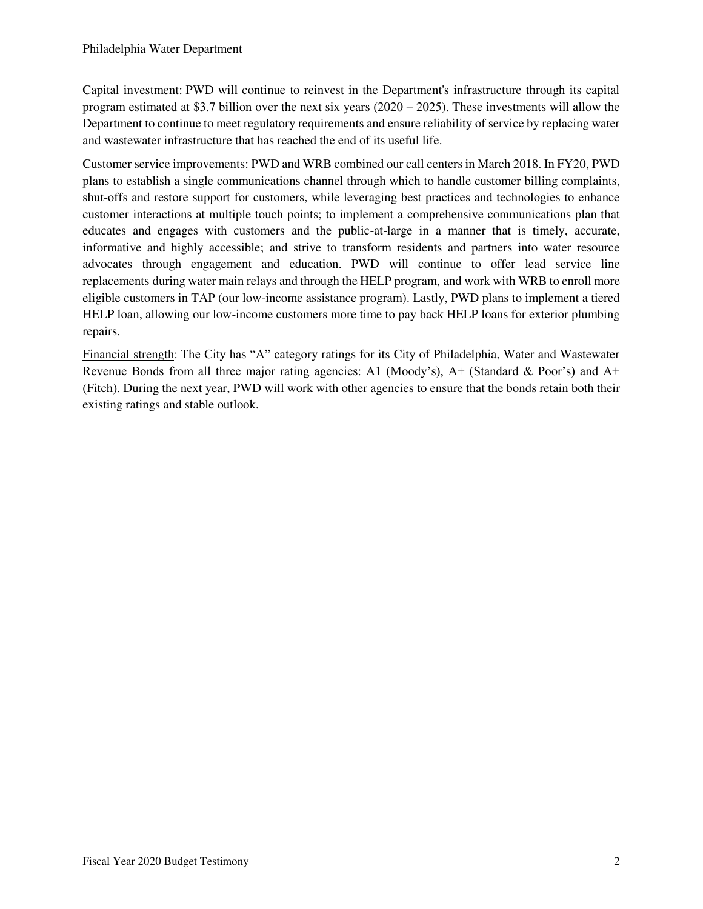Capital investment: PWD will continue to reinvest in the Department's infrastructure through its capital program estimated at $3.7 billion over the next six years (2020 – 2025). These investments will allow the Department to continue to meet regulatory requirements and ensure reliability of service by replacing water and wastewater infrastructure that has reached the end of its useful life.

Customer service improvements: PWD and WRB combined our call centers in March 2018. In FY20, PWD plans to establish a single communications channel through which to handle customer billing complaints, shut-offs and restore support for customers, while leveraging best practices and technologies to enhance customer interactions at multiple touch points; to implement a comprehensive communications plan that educates and engages with customers and the public-at-large in a manner that is timely, accurate, informative and highly accessible; and strive to transform residents and partners into water resource advocates through engagement and education. PWD will continue to offer lead service line replacements during water main relays and through the HELP program, and work with WRB to enroll more eligible customers in TAP (our low-income assistance program). Lastly, PWD plans to implement a tiered HELP loan, allowing our low-income customers more time to pay back HELP loans for exterior plumbing repairs.

Financial strength: The City has "A" category ratings for its City of Philadelphia, Water and Wastewater Revenue Bonds from all three major rating agencies: A1 (Moody's), A+ (Standard & Poor's) and A+ (Fitch). During the next year, PWD will work with other agencies to ensure that the bonds retain both their existing ratings and stable outlook.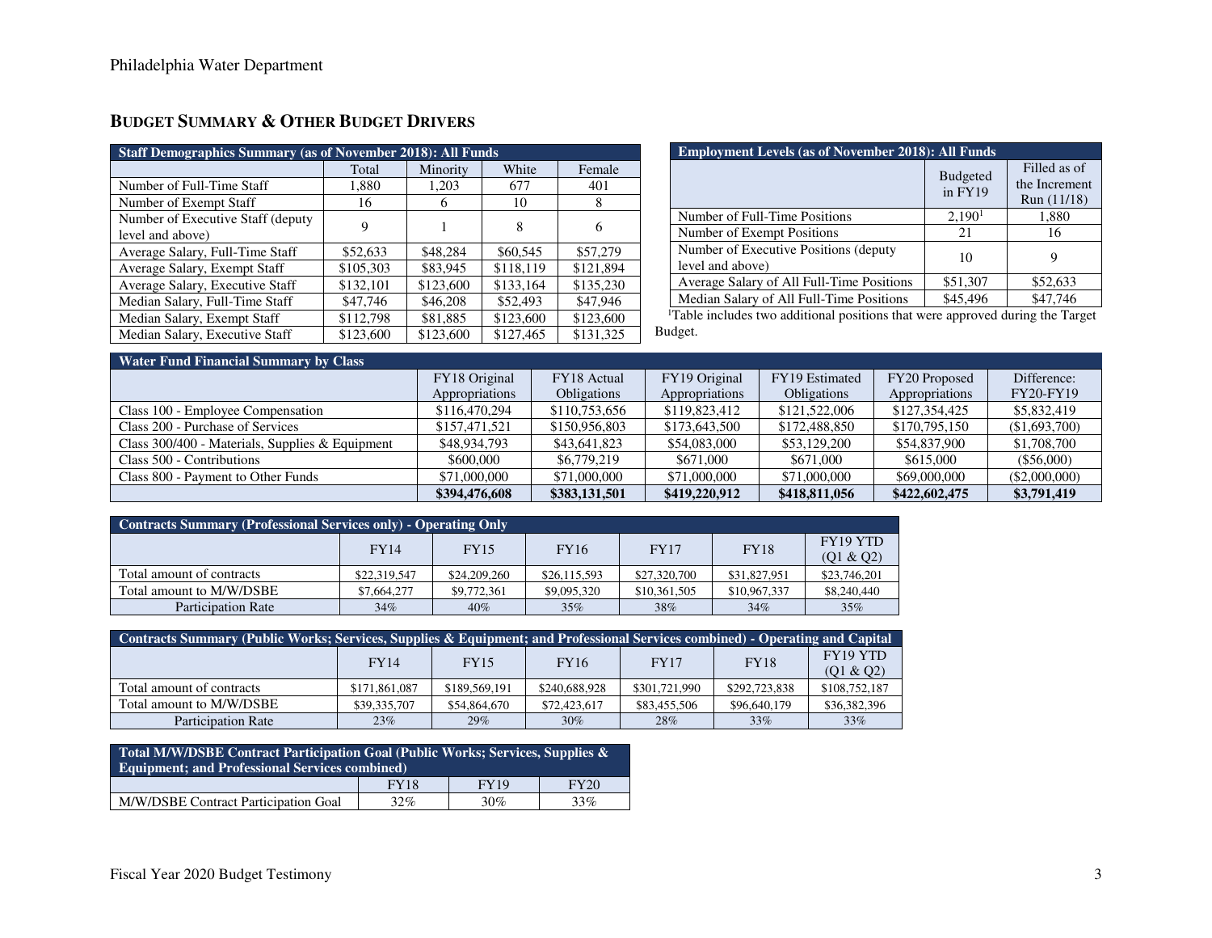## BUDGET SUMMARY & OTHER BUDGET DRIVERS

| Staff Demographics Summary (as of November 2018): All Funds | | | | |
|---|---|---|---|---|
| | Total | Minority | White | Female |
| Number of Full-Time Staff | 1,880 | 1,203 | 677 | 401 |
| Number of Exempt Staff | 16 | 6 | 10 | 8 |
| Number of Executive Staff (deputy level and above) | 9 | 1 | 8 | 6 |
| Average Salary, Full-Time Staff | $52,633 | $48,284 | $60,545 | $57,279 |
| Average Salary, Exempt Staff | $105,303 | $83,945 | $118,119 | $121,894 |
| Average Salary, Executive Staff | $132,101 | $123,600 | $133,164 | $135,230 |
| Median Salary, Full-Time Staff | $47,746 | $46,208 | $52,493 | $47,946 |
| Median Salary, Exempt Staff | $112,798 | $81,885 | $123,600 | $123,600 |
| Median Salary, Executive Staff | $123,600 | $123,600 | $127,465 | $131,325 |

| Employment Levels (as of November 2018): All Funds | | |
|---|---|---|
| | Budgeted in FY19 | Filled as of the Increment Run (11/18) |
| Number of Full-Time Positions | 2,190[1] | 1,880 |
| Number of Exempt Positions | 21 | 16 |
| Number of Executive Positions (deputy level and above) | 10 | 9 |
| Average Salary of All Full-Time Positions | $51,307 | $52,633 |
| Median Salary of All Full-Time Positions | $45,496 | $47,746 |

[1]Table includes two additional positions that were approved during the Target Budget.

| Water Fund Financial Summary by Class | | | | | | |
|---|---|---|---|---|---|---|
| | FY18 Original Appropriations | FY18 Actual Obligations | FY19 Original Appropriations | FY19 Estimated Obligations | FY20 Proposed Appropriations | Difference: FY20-FY19 |
| Class 100 - Employee Compensation | $116,470,294 | $110,753,656 | $119,823,412 | $121,522,006 | $127,354,425 | $5,832,419 |
| Class 200 - Purchase of Services | $157,471,521 | $150,956,803 | $173,643,500 | $172,488,850 | $170,795,150 | ($1,693,700) |
| Class 300/400 - Materials, Supplies & Equipment | $48,934,793 | $43,641,823 | $54,083,000 | $53,129,200 | $54,837,900 | $1,708,700 |
| Class 500 - Contributions | $600,000 | $6,779,219 | $671,000 | $671,000 | $615,000 | ($56,000) |
| Class 800 - Payment to Other Funds | $71,000,000 | $71,000,000 | $71,000,000 | $71,000,000 | $69,000,000 | ($2,000,000) |
| | **$394,476,608** | **$383,131,501** | **$419,220,912** | **$418,811,056** | **$422,602,475** | **$3,791,419** |

| Contracts Summary (Professional Services only) - Operating Only | | | | | | |
|---|---|---|---|---|---|---|
| | FY14 | FY15 | FY16 | FY17 | FY18 | FY19 YTD (Q1 & Q2) |
| Total amount of contracts | $22,319,547 | $24,209,260 | $26,115,593 | $27,320,700 | $31,827,951 | $23,746,201 |
| Total amount to M/W/DSBE | $7,664,277 | $9,772,361 | $9,095,320 | $10,361,505 | $10,967,337 | $8,240,440 |
| Participation Rate | 34% | 40% | 35% | 38% | 34% | 35% |

| Contracts Summary (Public Works; Services, Supplies & Equipment; and Professional Services combined) - Operating and Capital | | | | | | |
|---|---|---|---|---|---|---|
| | FY14 | FY15 | FY16 | FY17 | FY18 | FY19 YTD (Q1 & Q2) |
| Total amount of contracts | $171,861,087 | $189,569,191 | $240,688,928 | $301,721,990 | $292,723,838 | $108,752,187 |
| Total amount to M/W/DSBE | $39,335,707 | $54,864,670 | $72,423,617 | $83,455,506 | $96,640,179 | $36,382,396 |
| Participation Rate | 23% | 29% | 30% | 28% | 33% | 33% |

| Total M/W/DSBE Contract Participation Goal (Public Works; Services, Supplies & Equipment; and Professional Services combined) | | | |
|---|---|---|---|
| | FY18 | FY19 | FY20 |
| M/W/DSBE Contract Participation Goal | 32% | 30% | 33% |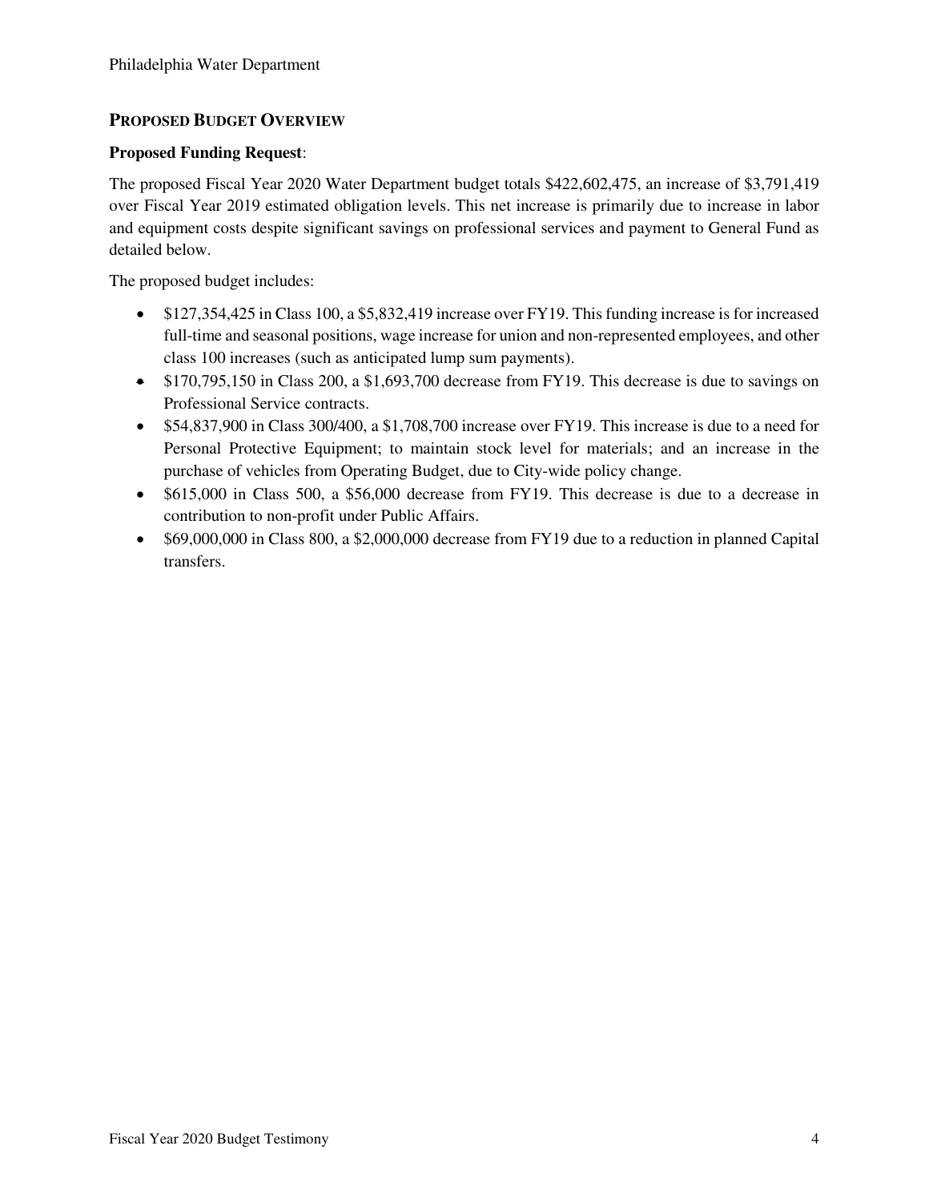## PROPOSED BUDGET OVERVIEW

**Proposed Funding Request**:

The proposed Fiscal Year 2020 Water Department budget totals $422,602,475, an increase of $3,791,419 over Fiscal Year 2019 estimated obligation levels. This net increase is primarily due to increase in labor and equipment costs despite significant savings on professional services and payment to General Fund as detailed below.

The proposed budget includes:

- $127,354,425 in Class 100, a $5,832,419 increase over FY19. This funding increase is for increased full-time and seasonal positions, wage increase for union and non-represented employees, and other class 100 increases (such as anticipated lump sum payments).
- $170,795,150 in Class 200, a $1,693,700 decrease from FY19. This decrease is due to savings on Professional Service contracts.
- $54,837,900 in Class 300/400, a $1,708,700 increase over FY19. This increase is due to a need for Personal Protective Equipment; to maintain stock level for materials; and an increase in the purchase of vehicles from Operating Budget, due to City-wide policy change.
- $615,000 in Class 500, a $56,000 decrease from FY19. This decrease is due to a decrease in contribution to non-profit under Public Affairs.
- $69,000,000 in Class 800, a $2,000,000 decrease from FY19 due to a reduction in planned Capital transfers.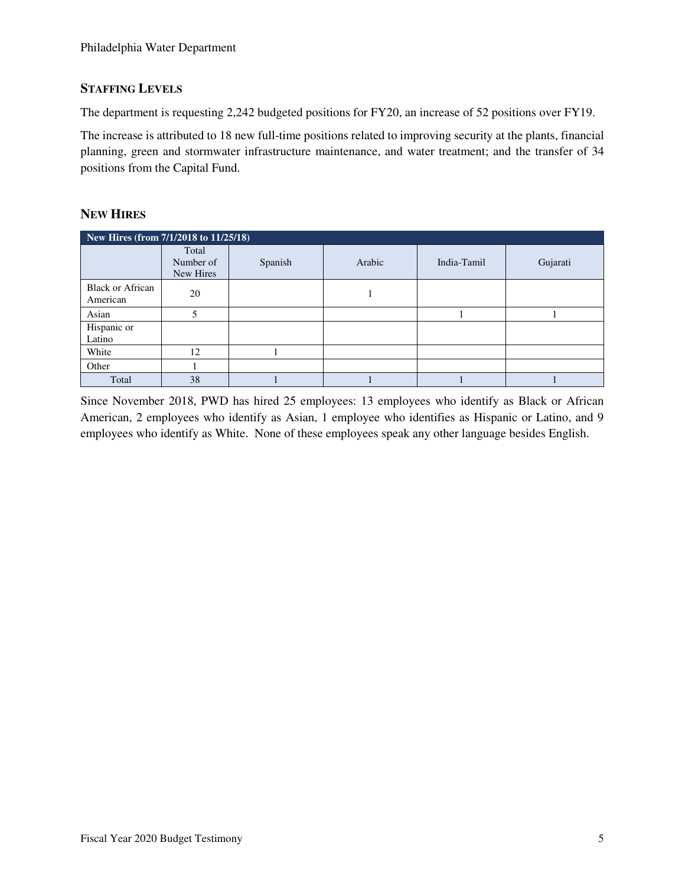## STAFFING LEVELS

The department is requesting 2,242 budgeted positions for FY20, an increase of 52 positions over FY19.

The increase is attributed to 18 new full-time positions related to improving security at the plants, financial planning, green and stormwater infrastructure maintenance, and water treatment; and the transfer of 34 positions from the Capital Fund.

## NEW HIRES

| New Hires (from 7/1/2018 to 11/25/18) | | | | | |
|---|---|---|---|---|---|
| | Total Number of New Hires | Spanish | Arabic | India-Tamil | Gujarati |
| Black or African American | 20 | | 1 | | |
| Asian | 5 | | | 1 | 1 |
| Hispanic or Latino | | | | | |
| White | 12 | 1 | | | |
| Other | 1 | | | | |
| Total | 38 | 1 | 1 | 1 | 1 |

Since November 2018, PWD has hired 25 employees: 13 employees who identify as Black or African American, 2 employees who identify as Asian, 1 employee who identifies as Hispanic or Latino, and 9 employees who identify as White. None of these employees speak any other language besides English.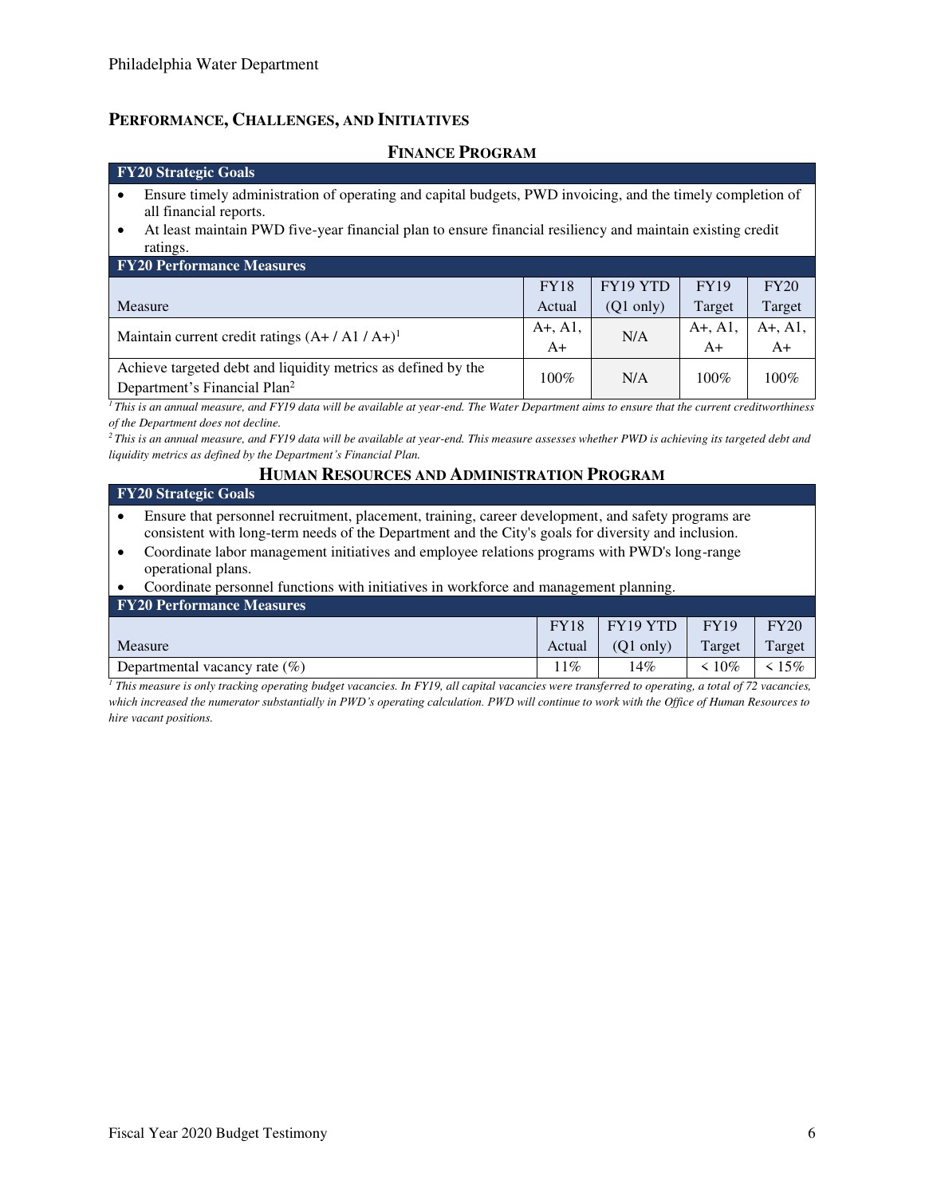## PERFORMANCE, CHALLENGES, AND INITIATIVES

### FINANCE PROGRAM

**FY20 Strategic Goals**

- Ensure timely administration of operating and capital budgets, PWD invoicing, and the timely completion of all financial reports.
- At least maintain PWD five-year financial plan to ensure financial resiliency and maintain existing credit ratings.

**FY20 Performance Measures**

| Measure | FY18 Actual | FY19 YTD (Q1 only) | FY19 Target | FY20 Target |
|---|---|---|---|---|
| Maintain current credit ratings (A+ / A1 / A+)[1] | A+, A1, A+ | N/A | A+, A1, A+ | A+, A1, A+ |
| Achieve targeted debt and liquidity metrics as defined by the Department's Financial Plan[2] | 100% | N/A | 100% | 100% |

*[1] This is an annual measure, and FY19 data will be available at year-end. The Water Department aims to ensure that the current creditworthiness of the Department does not decline.*

*[2] This is an annual measure, and FY19 data will be available at year-end. This measure assesses whether PWD is achieving its targeted debt and liquidity metrics as defined by the Department's Financial Plan.*

### HUMAN RESOURCES AND ADMINISTRATION PROGRAM

**FY20 Strategic Goals**

- Ensure that personnel recruitment, placement, training, career development, and safety programs are consistent with long-term needs of the Department and the City's goals for diversity and inclusion.
- Coordinate labor management initiatives and employee relations programs with PWD's long-range operational plans.
- Coordinate personnel functions with initiatives in workforce and management planning.

**FY20 Performance Measures**

| Measure | FY18 Actual | FY19 YTD (Q1 only) | FY19 Target | FY20 Target |
|---|---|---|---|---|
| Departmental vacancy rate (%) | 11% | 14% | < 10% | < 15% |

*[1] This measure is only tracking operating budget vacancies. In FY19, all capital vacancies were transferred to operating, a total of 72 vacancies, which increased the numerator substantially in PWD's operating calculation. PWD will continue to work with the Office of Human Resources to hire vacant positions.*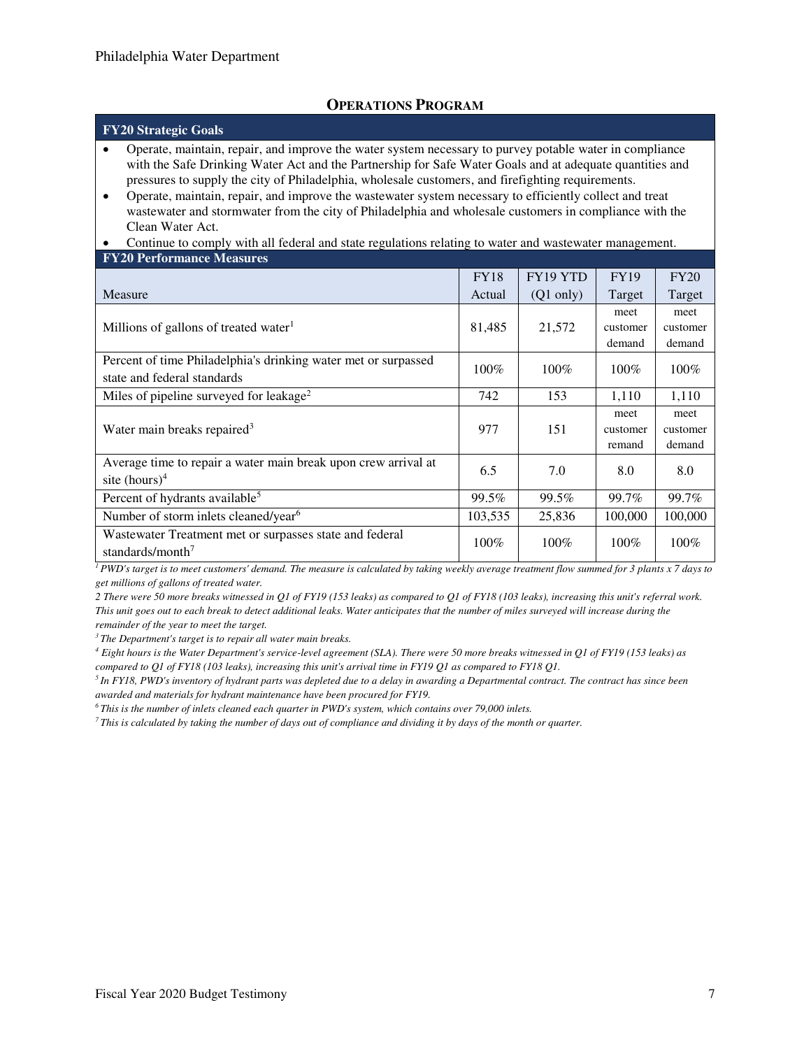## OPERATIONS PROGRAM

**FY20 Strategic Goals**

- Operate, maintain, repair, and improve the water system necessary to purvey potable water in compliance with the Safe Drinking Water Act and the Partnership for Safe Water Goals and at adequate quantities and pressures to supply the city of Philadelphia, wholesale customers, and firefighting requirements.
- Operate, maintain, repair, and improve the wastewater system necessary to efficiently collect and treat wastewater and stormwater from the city of Philadelphia and wholesale customers in compliance with the Clean Water Act.
- Continue to comply with all federal and state regulations relating to water and wastewater management.

**FY20 Performance Measures**

| Measure | FY18 Actual | FY19 YTD (Q1 only) | FY19 Target | FY20 Target |
|---|---|---|---|---|
| Millions of gallons of treated water[1] | 81,485 | 21,572 | meet customer demand | meet customer demand |
| Percent of time Philadelphia's drinking water met or surpassed state and federal standards | 100% | 100% | 100% | 100% |
| Miles of pipeline surveyed for leakage[2] | 742 | 153 | 1,110 | 1,110 |
| Water main breaks repaired[3] | 977 | 151 | meet customer remand | meet customer demand |
| Average time to repair a water main break upon crew arrival at site (hours)[4] | 6.5 | 7.0 | 8.0 | 8.0 |
| Percent of hydrants available[5] | 99.5% | 99.5% | 99.7% | 99.7% |
| Number of storm inlets cleaned/year[6] | 103,535 | 25,836 | 100,000 | 100,000 |
| Wastewater Treatment met or surpasses state and federal standards/month[7] | 100% | 100% | 100% | 100% |

*[1] PWD's target is to meet customers' demand. The measure is calculated by taking weekly average treatment flow summed for 3 plants x 7 days to get millions of gallons of treated water.*

*2 There were 50 more breaks witnessed in Q1 of FY19 (153 leaks) as compared to Q1 of FY18 (103 leaks), increasing this unit's referral work. This unit goes out to each break to detect additional leaks. Water anticipates that the number of miles surveyed will increase during the remainder of the year to meet the target.*

*[3] The Department's target is to repair all water main breaks.*

*[4] Eight hours is the Water Department's service-level agreement (SLA). There were 50 more breaks witnessed in Q1 of FY19 (153 leaks) as compared to Q1 of FY18 (103 leaks), increasing this unit's arrival time in FY19 Q1 as compared to FY18 Q1.*

*[5] In FY18, PWD's inventory of hydrant parts was depleted due to a delay in awarding a Departmental contract. The contract has since been awarded and materials for hydrant maintenance have been procured for FY19.*

*[6] This is the number of inlets cleaned each quarter in PWD's system, which contains over 79,000 inlets.*

*[7] This is calculated by taking the number of days out of compliance and dividing it by days of the month or quarter.*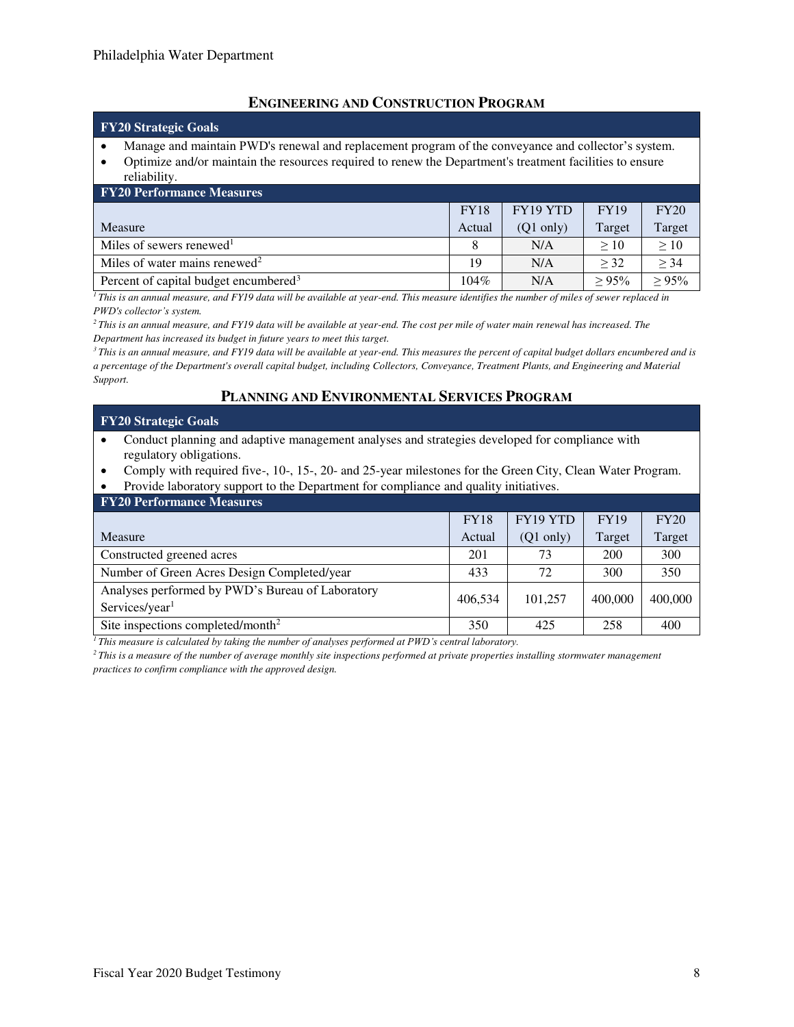## ENGINEERING AND CONSTRUCTION PROGRAM

| FY20 Strategic Goals |
|---|

- Manage and maintain PWD's renewal and replacement program of the conveyance and collector's system.
- Optimize and/or maintain the resources required to renew the Department's treatment facilities to ensure reliability.

**FY20 Performance Measures**

| Measure | FY18 Actual | FY19 YTD (Q1 only) | FY19 Target | FY20 Target |
|---|---|---|---|---|
| Miles of sewers renewed[1] | 8 | N/A | ≥ 10 | ≥ 10 |
| Miles of water mains renewed[2] | 19 | N/A | ≥ 32 | ≥ 34 |
| Percent of capital budget encumbered[3] | 104% | N/A | ≥ 95% | ≥ 95% |

*[1] This is an annual measure, and FY19 data will be available at year-end. This measure identifies the number of miles of sewer replaced in PWD's collector's system.*

*[2] This is an annual measure, and FY19 data will be available at year-end. The cost per mile of water main renewal has increased. The Department has increased its budget in future years to meet this target.*

*[3] This is an annual measure, and FY19 data will be available at year-end. This measures the percent of capital budget dollars encumbered and is a percentage of the Department's overall capital budget, including Collectors, Conveyance, Treatment Plants, and Engineering and Material Support.*

## PLANNING AND ENVIRONMENTAL SERVICES PROGRAM

| FY20 Strategic Goals |
|---|

- Conduct planning and adaptive management analyses and strategies developed for compliance with regulatory obligations.
- Comply with required five-, 10-, 15-, 20- and 25-year milestones for the Green City, Clean Water Program.
- Provide laboratory support to the Department for compliance and quality initiatives.

**FY20 Performance Measures**

| Measure | FY18 Actual | FY19 YTD (Q1 only) | FY19 Target | FY20 Target |
|---|---|---|---|---|
| Constructed greened acres | 201 | 73 | 200 | 300 |
| Number of Green Acres Design Completed/year | 433 | 72 | 300 | 350 |
| Analyses performed by PWD's Bureau of Laboratory Services/year[1] | 406,534 | 101,257 | 400,000 | 400,000 |
| Site inspections completed/month[2] | 350 | 425 | 258 | 400 |

*[1] This measure is calculated by taking the number of analyses performed at PWD's central laboratory.*

*[2] This is a measure of the number of average monthly site inspections performed at private properties installing stormwater management practices to confirm compliance with the approved design.*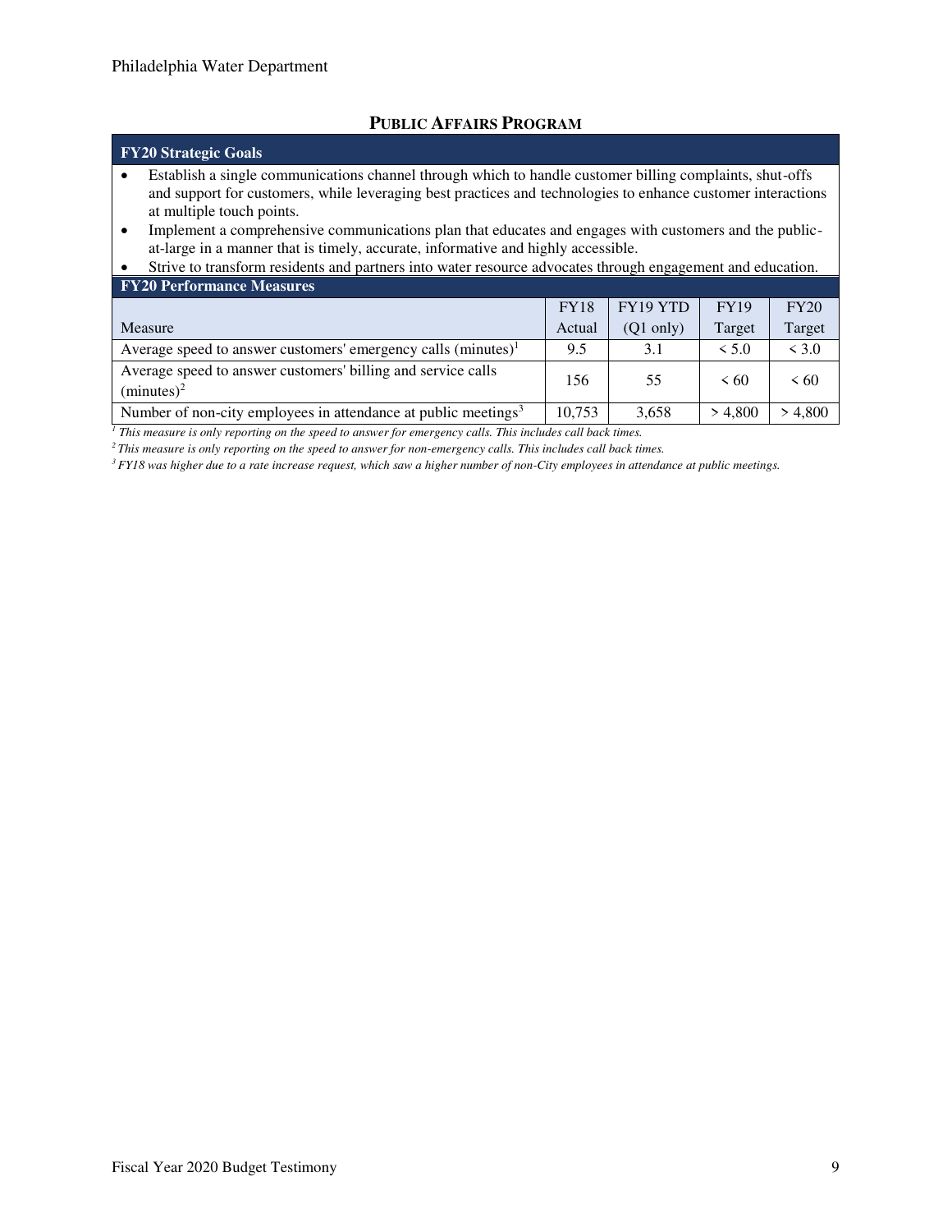## PUBLIC AFFAIRS PROGRAM

**FY20 Strategic Goals**

- Establish a single communications channel through which to handle customer billing complaints, shut-offs and support for customers, while leveraging best practices and technologies to enhance customer interactions at multiple touch points.
- Implement a comprehensive communications plan that educates and engages with customers and the public-at-large in a manner that is timely, accurate, informative and highly accessible.
- Strive to transform residents and partners into water resource advocates through engagement and education.

**FY20 Performance Measures**

| Measure | FY18 Actual | FY19 YTD (Q1 only) | FY19 Target | FY20 Target |
|---|---|---|---|---|
| Average speed to answer customers' emergency calls (minutes)[1] | 9.5 | 3.1 | < 5.0 | < 3.0 |
| Average speed to answer customers' billing and service calls (minutes)[2] | 156 | 55 | < 60 | < 60 |
| Number of non-city employees in attendance at public meetings[3] | 10,753 | 3,658 | > 4,800 | > 4,800 |

*[1] This measure is only reporting on the speed to answer for emergency calls. This includes call back times.*

*[2] This measure is only reporting on the speed to answer for non-emergency calls. This includes call back times.*

*[3] FY18 was higher due to a rate increase request, which saw a higher number of non-City employees in attendance at public meetings.*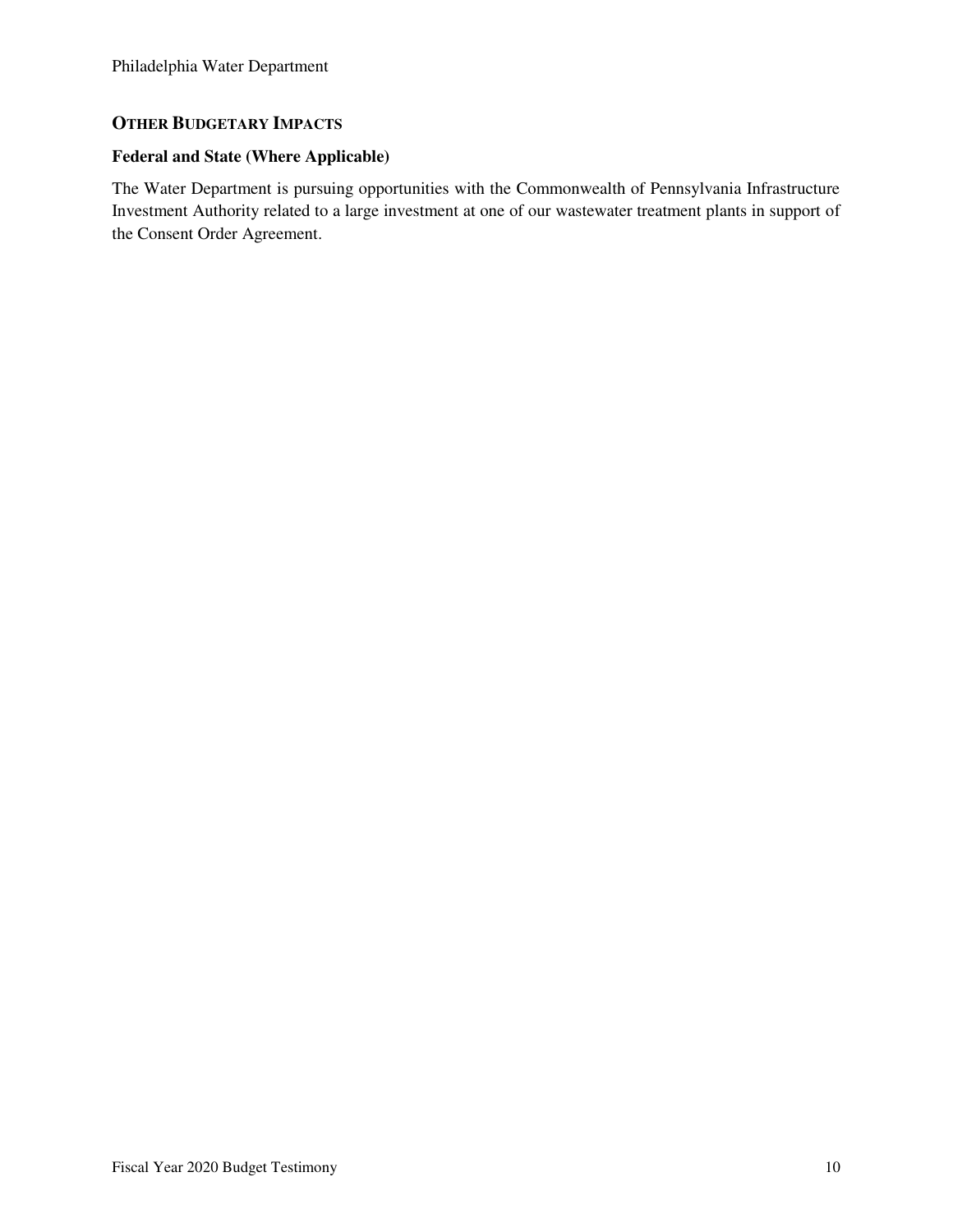## OTHER BUDGETARY IMPACTS

### Federal and State (Where Applicable)

The Water Department is pursuing opportunities with the Commonwealth of Pennsylvania Infrastructure Investment Authority related to a large investment at one of our wastewater treatment plants in support of the Consent Order Agreement.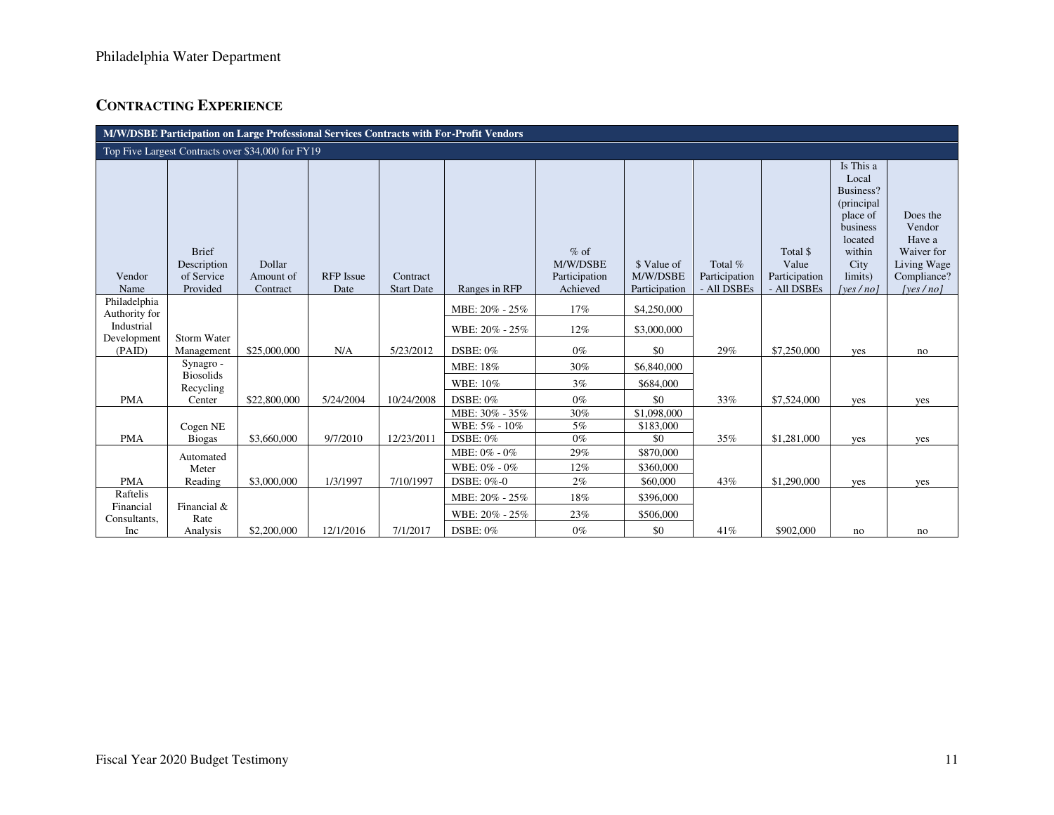Philadelphia Water Department

## Contracting Experience

| M/W/DSBE Participation on Large Professional Services Contracts with For-Profit Vendors | | | | | | | | | | | |
|---|---|---|---|---|---|---|---|---|---|---|---|
| Top Five Largest Contracts over $34,000 for FY19 | | | | | | | | | | | |
| Vendor Name | Brief Description of Service Provided | Dollar Amount of Contract | RFP Issue Date | Contract Start Date | Ranges in RFP | % of M/W/DSBE Participation Achieved | $ Value of M/W/DSBE Participation | Total % Participation - All DSBEs | Total $ Value Participation - All DSBEs | Is This a Local Business? (principal place of business located within City limits) *[yes / no]* | Does the Vendor Have a Waiver for Living Wage Compliance? *[yes / no]* |
| Philadelphia Authority for Industrial Development (PAID) | Storm Water Management | $25,000,000 | N/A | 5/23/2012 | MBE: 20% - 25% | 17% | $4,250,000 | 29% | $7,250,000 | yes | no |
| | | | | | WBE: 20% - 25% | 12% | $3,000,000 | | | | |
| | | | | | DSBE: 0% | 0% | $0 | | | | |
| PMA | Synagro - Biosolids Recycling Center | $22,800,000 | 5/24/2004 | 10/24/2008 | MBE: 18% | 30% | $6,840,000 | 33% | $7,524,000 | yes | yes |
| | | | | | WBE: 10% | 3% | $684,000 | | | | |
| | | | | | DSBE: 0% | 0% | $0 | | | | |
| PMA | Cogen NE Biogas | $3,660,000 | 9/7/2010 | 12/23/2011 | MBE: 30% - 35% | 30% | $1,098,000 | 35% | $1,281,000 | yes | yes |
| | | | | | WBE: 5% - 10% | 5% | $183,000 | | | | |
| | | | | | DSBE: 0% | 0% | $0 | | | | |
| PMA | Automated Meter Reading | $3,000,000 | 1/3/1997 | 7/10/1997 | MBE: 0% - 0% | 29% | $870,000 | 43% | $1,290,000 | yes | yes |
| | | | | | WBE: 0% - 0% | 12% | $360,000 | | | | |
| | | | | | DSBE: 0%-0 | 2% | $60,000 | | | | |
| Raftelis Financial Consultants, Inc | Financial & Rate Analysis | $2,200,000 | 12/1/2016 | 7/1/2017 | MBE: 20% - 25% | 18% | $396,000 | 41% | $902,000 | no | no |
| | | | | | WBE: 20% - 25% | 23% | $506,000 | | | | |
| | | | | | DSBE: 0% | 0% | $0 | | | | |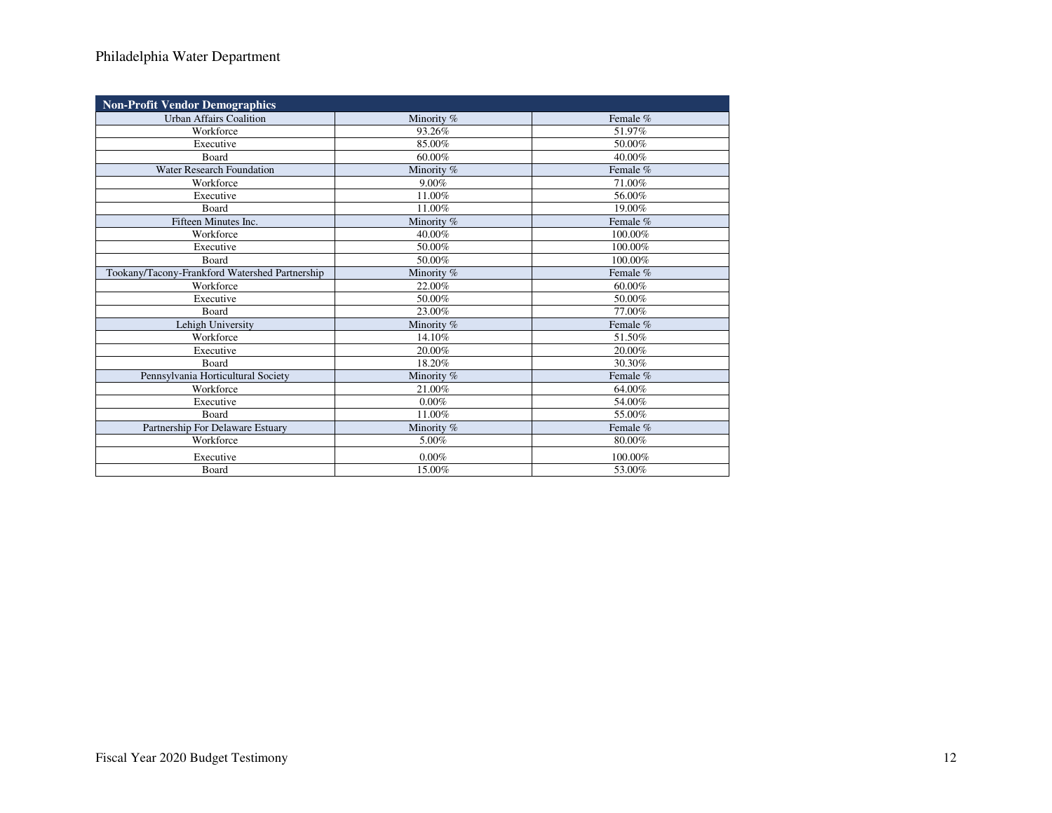| Non-Profit Vendor Demographics | | |
|---|---|---|
| Urban Affairs Coalition | Minority % | Female % |
| Workforce | 93.26% | 51.97% |
| Executive | 85.00% | 50.00% |
| Board | 60.00% | 40.00% |
| Water Research Foundation | Minority % | Female % |
| Workforce | 9.00% | 71.00% |
| Executive | 11.00% | 56.00% |
| Board | 11.00% | 19.00% |
| Fifteen Minutes Inc. | Minority % | Female % |
| Workforce | 40.00% | 100.00% |
| Executive | 50.00% | 100.00% |
| Board | 50.00% | 100.00% |
| Tookany/Tacony-Frankford Watershed Partnership | Minority % | Female % |
| Workforce | 22.00% | 60.00% |
| Executive | 50.00% | 50.00% |
| Board | 23.00% | 77.00% |
| Lehigh University | Minority % | Female % |
| Workforce | 14.10% | 51.50% |
| Executive | 20.00% | 20.00% |
| Board | 18.20% | 30.30% |
| Pennsylvania Horticultural Society | Minority % | Female % |
| Workforce | 21.00% | 64.00% |
| Executive | 0.00% | 54.00% |
| Board | 11.00% | 55.00% |
| Partnership For Delaware Estuary | Minority % | Female % |
| Workforce | 5.00% | 80.00% |
| Executive | 0.00% | 100.00% |
| Board | 15.00% | 53.00% |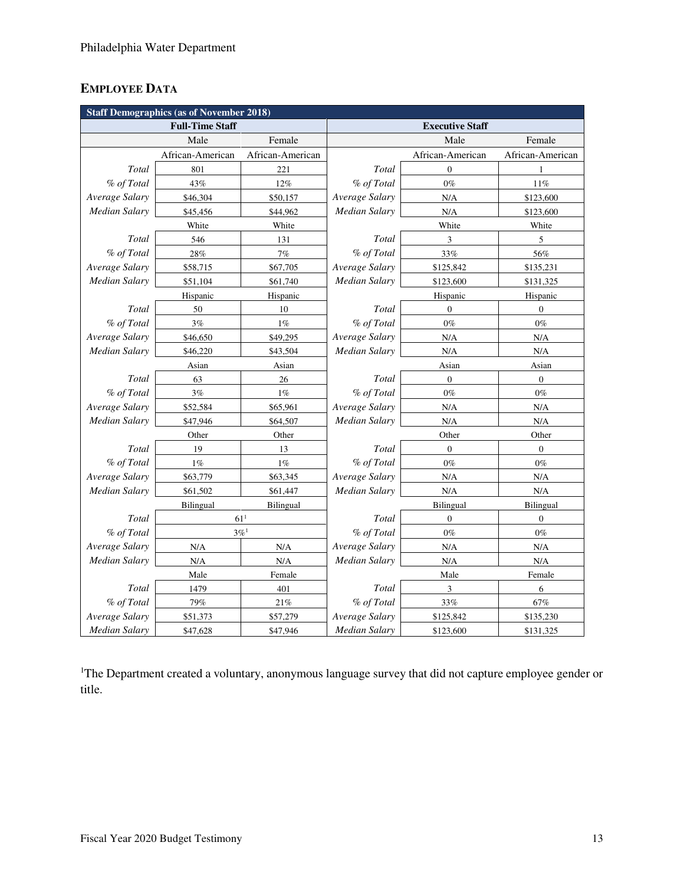## EMPLOYEE DATA

| Staff Demographics (as of November 2018) | | | | | |
|---|---|---|---|---|---|
| Full-Time Staff | | | Executive Staff | | |
| | Male | Female | | Male | Female |
| | African-American | African-American | | African-American | African-American |
| *Total* | 801 | 221 | *Total* | 0 | 1 |
| *% of Total* | 43% | 12% | *% of Total* | 0% | 11% |
| *Average Salary* | $46,304 | $50,157 | *Average Salary* | N/A | $123,600 |
| *Median Salary* | $45,456 | $44,962 | *Median Salary* | N/A | $123,600 |
| | White | White | | White | White |
| *Total* | 546 | 131 | *Total* | 3 | 5 |
| *% of Total* | 28% | 7% | *% of Total* | 33% | 56% |
| *Average Salary* | $58,715 | $67,705 | *Average Salary* | $125,842 | $135,231 |
| *Median Salary* | $51,104 | $61,740 | *Median Salary* | $123,600 | $131,325 |
| | Hispanic | Hispanic | | Hispanic | Hispanic |
| *Total* | 50 | 10 | *Total* | 0 | 0 |
| *% of Total* | 3% | 1% | *% of Total* | 0% | 0% |
| *Average Salary* | $46,650 | $49,295 | *Average Salary* | N/A | N/A |
| *Median Salary* | $46,220 | $43,504 | *Median Salary* | N/A | N/A |
| | Asian | Asian | | Asian | Asian |
| *Total* | 63 | 26 | *Total* | 0 | 0 |
| *% of Total* | 3% | 1% | *% of Total* | 0% | 0% |
| *Average Salary* | $52,584 | $65,961 | *Average Salary* | N/A | N/A |
| *Median Salary* | $47,946 | $64,507 | *Median Salary* | N/A | N/A |
| | Other | Other | | Other | Other |
| *Total* | 19 | 13 | *Total* | 0 | 0 |
| *% of Total* | 1% | 1% | *% of Total* | 0% | 0% |
| *Average Salary* | $63,779 | $63,345 | *Average Salary* | N/A | N/A |
| *Median Salary* | $61,502 | $61,447 | *Median Salary* | N/A | N/A |
| | Bilingual | Bilingual | | Bilingual | Bilingual |
| *Total* | 61[1] | | *Total* | 0 | 0 |
| *% of Total* | 3%[1] | | *% of Total* | 0% | 0% |
| *Average Salary* | N/A | N/A | *Average Salary* | N/A | N/A |
| *Median Salary* | N/A | N/A | *Median Salary* | N/A | N/A |
| | Male | Female | | Male | Female |
| *Total* | 1479 | 401 | *Total* | 3 | 6 |
| *% of Total* | 79% | 21% | *% of Total* | 33% | 67% |
| *Average Salary* | $51,373 | $57,279 | *Average Salary* | $125,842 | $135,230 |
| *Median Salary* | $47,628 | $47,946 | *Median Salary* | $123,600 | $131,325 |

[1]The Department created a voluntary, anonymous language survey that did not capture employee gender or title.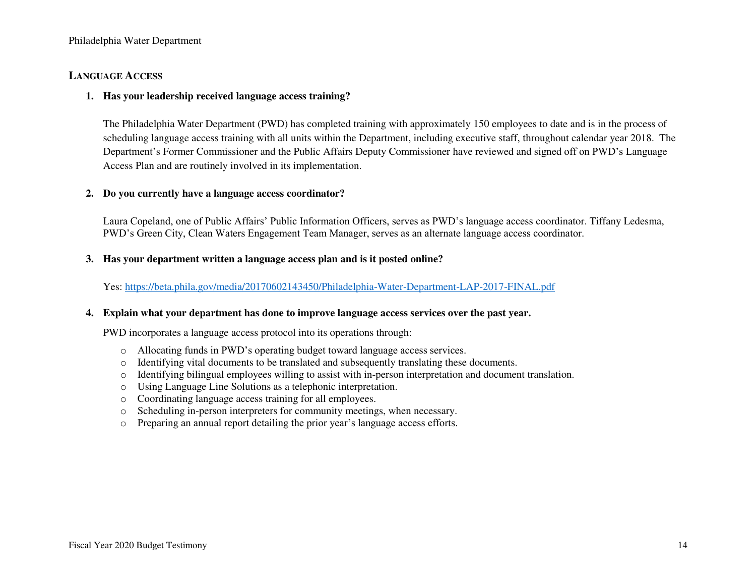## LANGUAGE ACCESS

1. **Has your leadership received language access training?**

   The Philadelphia Water Department (PWD) has completed training with approximately 150 employees to date and is in the process of scheduling language access training with all units within the Department, including executive staff, throughout calendar year 2018. The Department's Former Commissioner and the Public Affairs Deputy Commissioner have reviewed and signed off on PWD's Language Access Plan and are routinely involved in its implementation.

2. **Do you currently have a language access coordinator?**

   Laura Copeland, one of Public Affairs' Public Information Officers, serves as PWD's language access coordinator. Tiffany Ledesma, PWD's Green City, Clean Waters Engagement Team Manager, serves as an alternate language access coordinator.

3. **Has your department written a language access plan and is it posted online?**

   Yes: https://beta.phila.gov/media/20170602143450/Philadelphia-Water-Department-LAP-2017-FINAL.pdf

4. **Explain what your department has done to improve language access services over the past year.**

   PWD incorporates a language access protocol into its operations through:

   - Allocating funds in PWD's operating budget toward language access services.
   - Identifying vital documents to be translated and subsequently translating these documents.
   - Identifying bilingual employees willing to assist with in-person interpretation and document translation.
   - Using Language Line Solutions as a telephonic interpretation.
   - Coordinating language access training for all employees.
   - Scheduling in-person interpreters for community meetings, when necessary.
   - Preparing an annual report detailing the prior year's language access efforts.